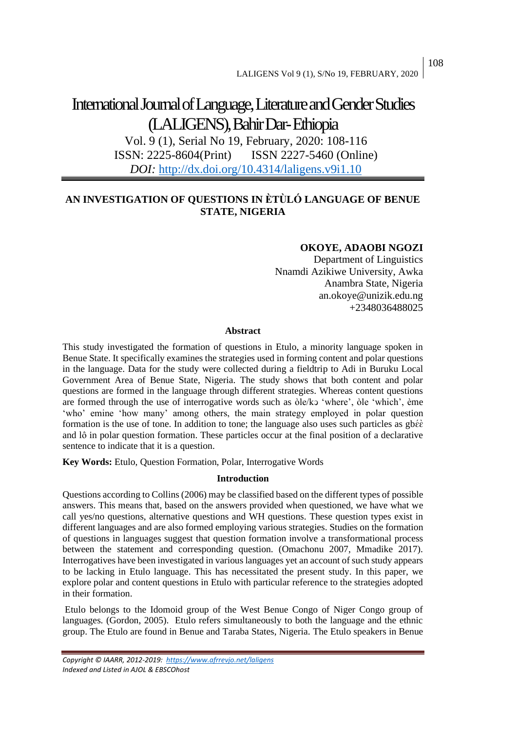# International Journal of Language, Literature and Gender Studies (LALIGENS), Bahir Dar- Ethiopia

Vol. 9 (1), Serial No 19, February, 2020: 108-116
ISSN: 2225-8604(Print) ISSN 2227-5460 (Online)
*DOI:* http://dx.doi.org/10.4314/laligens.v9i1.10

## AN INVESTIGATION OF QUESTIONS IN ÈTÙLÓ LANGUAGE OF BENUE STATE, NIGERIA

**OKOYE, ADAOBI NGOZI**
Department of Linguistics
Nnamdi Azikiwe University, Awka
Anambra State, Nigeria
an.okoye@unizik.edu.ng
+2348036488025

### Abstract

This study investigated the formation of questions in Etulo, a minority language spoken in Benue State. It specifically examines the strategies used in forming content and polar questions in the language. Data for the study were collected during a fieldtrip to Adi in Buruku Local Government Area of Benue State, Nigeria. The study shows that both content and polar questions are formed in the language through different strategies. Whereas content questions are formed through the use of interrogative words such as òle/kɔ 'where', òle 'which', ème 'who' emine 'how many' among others, the main strategy employed in polar question formation is the use of tone. In addition to tone; the language also uses such particles as gbɛ́ɛ̀ and lô in polar question formation. These particles occur at the final position of a declarative sentence to indicate that it is a question.

**Key Words:** Etulo, Question Formation, Polar, Interrogative Words

### Introduction

Questions according to Collins (2006) may be classified based on the different types of possible answers. This means that, based on the answers provided when questioned, we have what we call yes/no questions, alternative questions and WH questions. These question types exist in different languages and are also formed employing various strategies. Studies on the formation of questions in languages suggest that question formation involve a transformational process between the statement and corresponding question. (Omachonu 2007, Mmadike 2017). Interrogatives have been investigated in various languages yet an account of such study appears to be lacking in Etulo language. This has necessitated the present study. In this paper, we explore polar and content questions in Etulo with particular reference to the strategies adopted in their formation.

Etulo belongs to the Idomoid group of the West Benue Congo of Niger Congo group of languages. (Gordon, 2005). Etulo refers simultaneously to both the language and the ethnic group. The Etulo are found in Benue and Taraba States, Nigeria. The Etulo speakers in Benue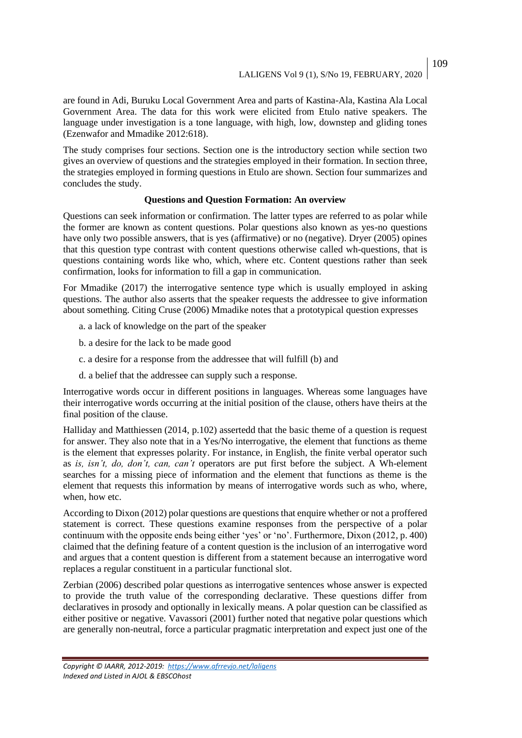are found in Adi, Buruku Local Government Area and parts of Kastina-Ala, Kastina Ala Local Government Area. The data for this work were elicited from Etulo native speakers. The language under investigation is a tone language, with high, low, downstep and gliding tones (Ezenwafor and Mmadike 2012:618).

The study comprises four sections. Section one is the introductory section while section two gives an overview of questions and the strategies employed in their formation. In section three, the strategies employed in forming questions in Etulo are shown. Section four summarizes and concludes the study.

## Questions and Question Formation: An overview

Questions can seek information or confirmation. The latter types are referred to as polar while the former are known as content questions. Polar questions also known as yes-no questions have only two possible answers, that is yes (affirmative) or no (negative). Dryer (2005) opines that this question type contrast with content questions otherwise called wh-questions, that is questions containing words like who, which, where etc. Content questions rather than seek confirmation, looks for information to fill a gap in communication.

For Mmadike (2017) the interrogative sentence type which is usually employed in asking questions. The author also asserts that the speaker requests the addressee to give information about something. Citing Cruse (2006) Mmadike notes that a prototypical question expresses

a. a lack of knowledge on the part of the speaker

b. a desire for the lack to be made good

c. a desire for a response from the addressee that will fulfill (b) and

d. a belief that the addressee can supply such a response.

Interrogative words occur in different positions in languages. Whereas some languages have their interrogative words occurring at the initial position of the clause, others have theirs at the final position of the clause.

Halliday and Matthiessen (2014, p.102) assertedd that the basic theme of a question is request for answer. They also note that in a Yes/No interrogative, the element that functions as theme is the element that expresses polarity. For instance, in English, the finite verbal operator such as *is, isn't, do, don't, can, can't* operators are put first before the subject. A Wh-element searches for a missing piece of information and the element that functions as theme is the element that requests this information by means of interrogative words such as who, where, when, how etc.

According to Dixon (2012) polar questions are questions that enquire whether or not a proffered statement is correct. These questions examine responses from the perspective of a polar continuum with the opposite ends being either 'yes' or 'no'. Furthermore, Dixon (2012, p. 400) claimed that the defining feature of a content question is the inclusion of an interrogative word and argues that a content question is different from a statement because an interrogative word replaces a regular constituent in a particular functional slot.

Zerbian (2006) described polar questions as interrogative sentences whose answer is expected to provide the truth value of the corresponding declarative. These questions differ from declaratives in prosody and optionally in lexically means. A polar question can be classified as either positive or negative. Vavassori (2001) further noted that negative polar questions which are generally non-neutral, force a particular pragmatic interpretation and expect just one of the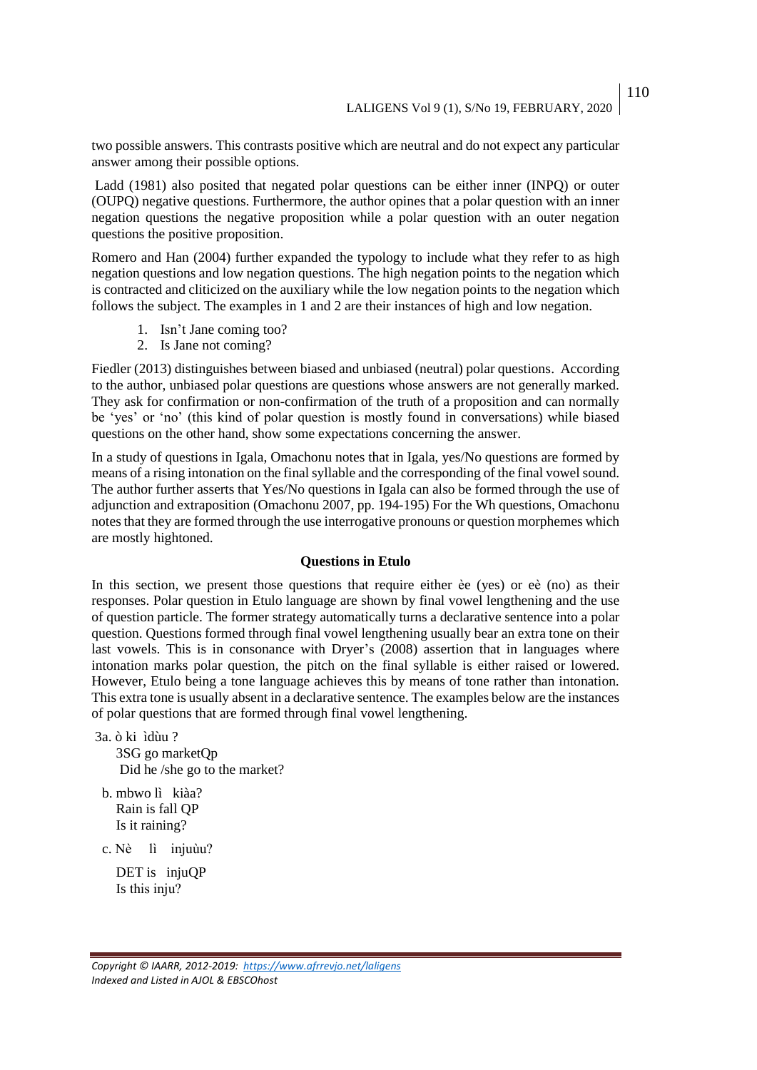two possible answers. This contrasts positive which are neutral and do not expect any particular answer among their possible options.

Ladd (1981) also posited that negated polar questions can be either inner (INPQ) or outer (OUPQ) negative questions. Furthermore, the author opines that a polar question with an inner negation questions the negative proposition while a polar question with an outer negation questions the positive proposition.

Romero and Han (2004) further expanded the typology to include what they refer to as high negation questions and low negation questions. The high negation points to the negation which is contracted and cliticized on the auxiliary while the low negation points to the negation which follows the subject. The examples in 1 and 2 are their instances of high and low negation.

1. Isn't Jane coming too?
2. Is Jane not coming?

Fiedler (2013) distinguishes between biased and unbiased (neutral) polar questions. According to the author, unbiased polar questions are questions whose answers are not generally marked. They ask for confirmation or non-confirmation of the truth of a proposition and can normally be 'yes' or 'no' (this kind of polar question is mostly found in conversations) while biased questions on the other hand, show some expectations concerning the answer.

In a study of questions in Igala, Omachonu notes that in Igala, yes/No questions are formed by means of a rising intonation on the final syllable and the corresponding of the final vowel sound. The author further asserts that Yes/No questions in Igala can also be formed through the use of adjunction and extraposition (Omachonu 2007, pp. 194-195) For the Wh questions, Omachonu notes that they are formed through the use interrogative pronouns or question morphemes which are mostly hightoned.

**Questions in Etulo**

In this section, we present those questions that require either èe (yes) or eè (no) as their responses. Polar question in Etulo language are shown by final vowel lengthening and the use of question particle. The former strategy automatically turns a declarative sentence into a polar question. Questions formed through final vowel lengthening usually bear an extra tone on their last vowels. This is in consonance with Dryer's (2008) assertion that in languages where intonation marks polar question, the pitch on the final syllable is either raised or lowered. However, Etulo being a tone language achieves this by means of tone rather than intonation. This extra tone is usually absent in a declarative sentence. The examples below are the instances of polar questions that are formed through final vowel lengthening.

3a. ò ki ìdùu ?
   3SG go marketQp
   Did he /she go to the market?

b. mbwo lì kiàa?
   Rain is fall QP
   Is it raining?

c. Nè lì injuùu?
   DET is injuQP
   Is this inju?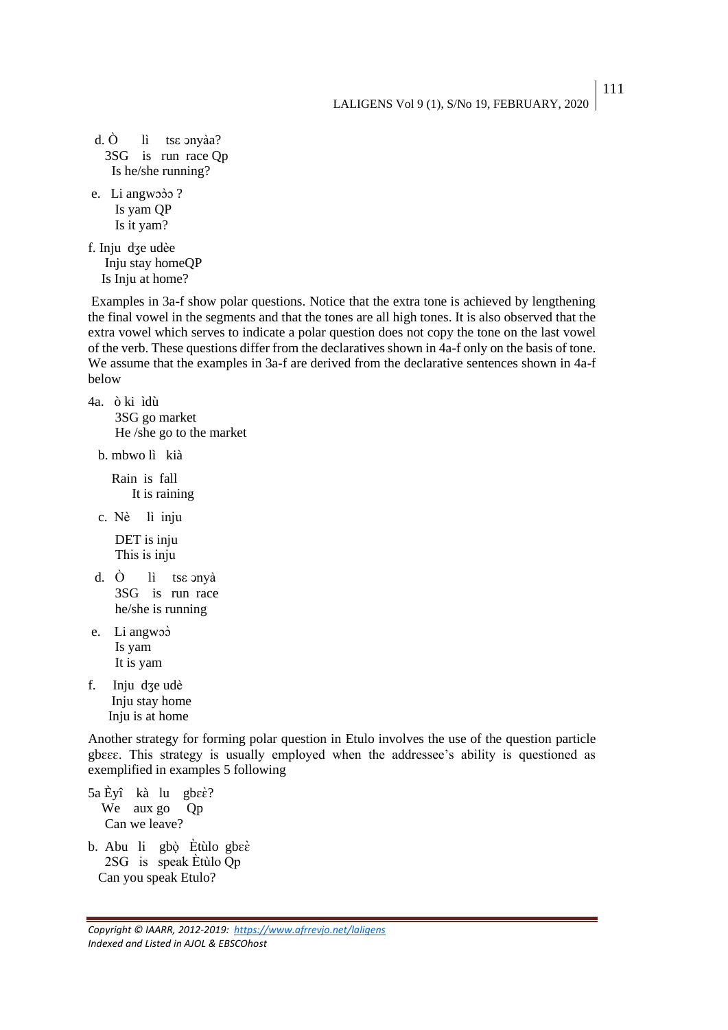d. Ò lì tsɛ ɔnyàa?
3SG is run race Qp
Is he/she running?

e. Li angwɔɔ̀ɔ ?
Is yam QP
Is it yam?

f. Inju dʒe udèe
Inju stay homeQP
Is Inju at home?

Examples in 3a-f show polar questions. Notice that the extra tone is achieved by lengthening the final vowel in the segments and that the tones are all high tones. It is also observed that the extra vowel which serves to indicate a polar question does not copy the tone on the last vowel of the verb. These questions differ from the declaratives shown in 4a-f only on the basis of tone. We assume that the examples in 3a-f are derived from the declarative sentences shown in 4a-f below

4a. ò ki ìdù
3SG go market
He /she go to the market

b. mbwo lì kià
Rain is fall
It is raining

c. Nè lì inju
DET is inju
This is inju

d. Ò lì tsɛ ɔnyà
3SG is run race
he/she is running

e. Li angwɔɔ̀
Is yam
It is yam

f. Inju dʒe udè
Inju stay home
Inju is at home

Another strategy for forming polar question in Etulo involves the use of the question particle gbɛɛɛ. This strategy is usually employed when the addressee's ability is questioned as exemplified in examples 5 following

5a Èyî kà lu gbɛɛ̀?
We aux go Qp
Can we leave?

b. Abu li gbọ̀ Ètùlo gbɛɛ̀
2SG is speak Ètùlo Qp
Can you speak Etulo?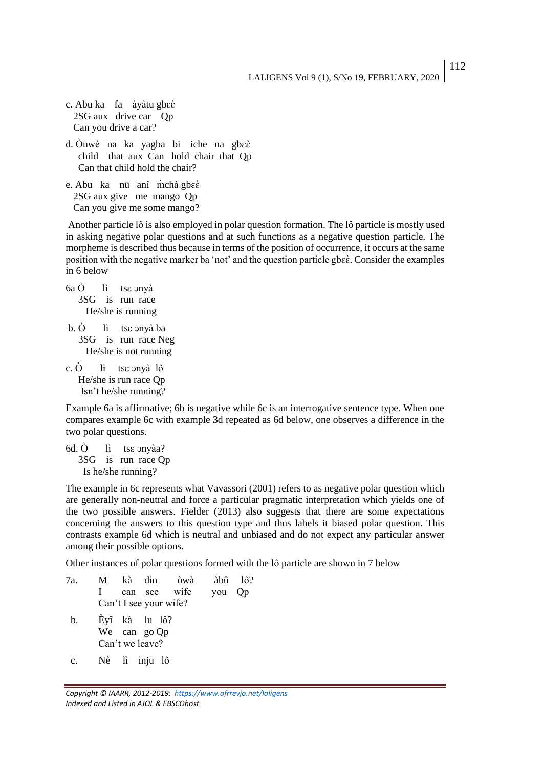c. Abu ka fa àyàtu gbɛɛ̀
 2SG aux drive car Qp
 Can you drive a car?

d. Ònwè na ka yagba bi iche na gbɛɛ̀
 child that aux Can hold chair that Qp
 Can that child hold the chair?

e. Abu ka nū anî m̀chà gbɛɛ̀
 2SG aux give me mango Qp
 Can you give me some mango?

Another particle lô is also employed in polar question formation. The lô particle is mostly used in asking negative polar questions and at such functions as a negative question particle. The morpheme is described thus because in terms of the position of occurrence, it occurs at the same position with the negative marker ba 'not' and the question particle gbɛɛ̀. Consider the examples in 6 below

6a Ò lì tsɛ ɔnyà
 3SG is run race
 He/she is running

b. Ò lì tsɛ ɔnyà ba
 3SG is run race Neg
 He/she is not running

c. Ò lì tsɛ ɔnyà lô
 He/she is run race Qp
 Isn't he/she running?

Example 6a is affirmative; 6b is negative while 6c is an interrogative sentence type. When one compares example 6c with example 3d repeated as 6d below, one observes a difference in the two polar questions.

6d. Ò lì tsɛ ɔnyàa?
 3SG is run race Qp
 Is he/she running?

The example in 6c represents what Vavassori (2001) refers to as negative polar question which are generally non-neutral and force a particular pragmatic interpretation which yields one of the two possible answers. Fielder (2013) also suggests that there are some expectations concerning the answers to this question type and thus labels it biased polar question. This contrasts example 6d which is neutral and unbiased and do not expect any particular answer among their possible options.

Other instances of polar questions formed with the lô particle are shown in 7 below

7a. M kà din òwà àbû lô?
 I can see wife you Qp
 Can't I see your wife?

b. Èyî kà lu lô?
 We can go Qp
 Can't we leave?

c. Nè lì inju lô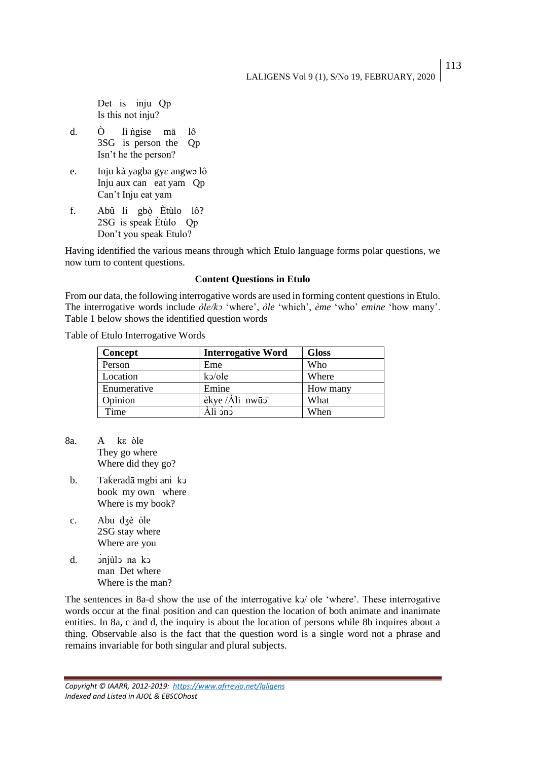Det is inju Qp
Is this not inju?

d. Ò lì ǹgise mā lô
3SG is person the Qp
Isn't he the person?

e. Inju kà yagba gyɛ angwɔ lô
Inju aux can eat yam Qp
Can't Inju eat yam

f. Abû li gbọ̀ Ètùlo lô?
2SG is speak Ètùlo Qp
Don't you speak Etulo?

Having identified the various means through which Etulo language forms polar questions, we now turn to content questions.

**Content Questions in Etulo**

From our data, the following interrogative words are used in forming content questions in Etulo. The interrogative words include *òle/kɔ* 'where', *òle* 'which', *ème* 'who' *emine* 'how many'. Table 1 below shows the identified question words

Table of Etulo Interrogative Words

| Concept | Interrogative Word | Gloss |
|---|---|---|
| Person | Eme | Who |
| Location | kɔ/ole | Where |
| Enumerative | Emine | How many |
| Opinion | èkye /Àli nwūɔ̄ | What |
| Time | Àli ɔ̀nɔ̀ | When |

8a. A kɛ òle
They go where
Where did they go?

b. Takẹ́radā mgbi ani kɔ
book my own where
Where is my book?

c. Abu dʒè òle
2SG stay where
Where are you

d. ɔ̀njùlɔ na kɔ
man Det where
Where is the man?

The sentences in 8a-d show the use of the interrogative kɔ/ ole 'where'. These interrogative words occur at the final position and can question the location of both animate and inanimate entities. In 8a, c and d, the inquiry is about the location of persons while 8b inquires about a thing. Observable also is the fact that the question word is a single word not a phrase and remains invariable for both singular and plural subjects.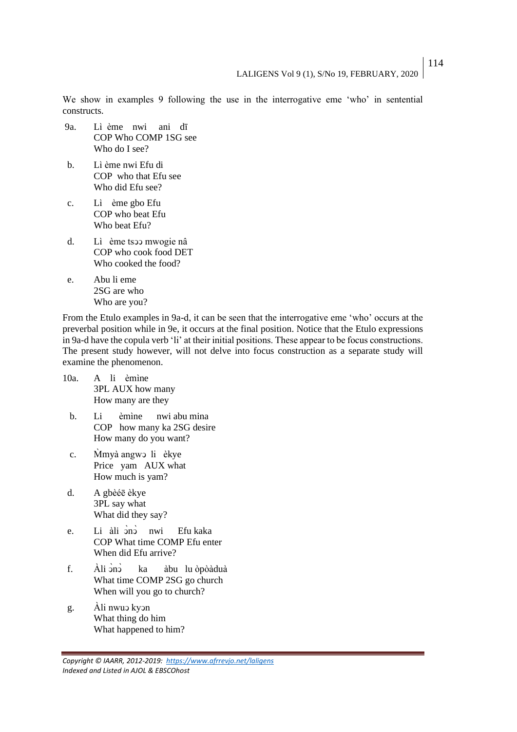We show in examples 9 following the use in the interrogative eme 'who' in sentential constructs.

9a. Lì ème nwi ani dī
COP Who COMP 1SG see
Who do I see?

b. Lì ème nwi Efu di
COP who that Efu see
Who did Efu see?

c. Lì ème gbo Efu
COP who beat Efu
Who beat Efu?

d. Lì ème tsɔɔ mwogie nâ
COP who cook food DET
Who cooked the food?

e. Abu li eme
2SG are who
Who are you?

From the Etulo examples in 9a-d, it can be seen that the interrogative eme 'who' occurs at the preverbal position while in 9e, it occurs at the final position. Notice that the Etulo expressions in 9a-d have the copula verb 'li' at their initial positions. These appear to be focus constructions. The present study however, will not delve into focus construction as a separate study will examine the phenomenon.

10a. A li èmìne
3PL AUX how many
How many are they

b. Li èmìne nwi abu mina
COP how many ka 2SG desire
How many do you want?

c. M̀myà angwɔ li èkye
Price yam AUX what
How much is yam?

d. A gbèéē èkye
3PL say what
What did they say?

e. Li àli ɔ̀nɔ̀ nwi Efu kaka
COP What time COMP Efu enter
When did Efu arrive?

f. Àli ɔ̀nɔ̀ ka àbu lu òpòàduà
What time COMP 2SG go church
When will you go to church?

g. Àli nwuɔ kyɔn
What thing do him
What happened to him?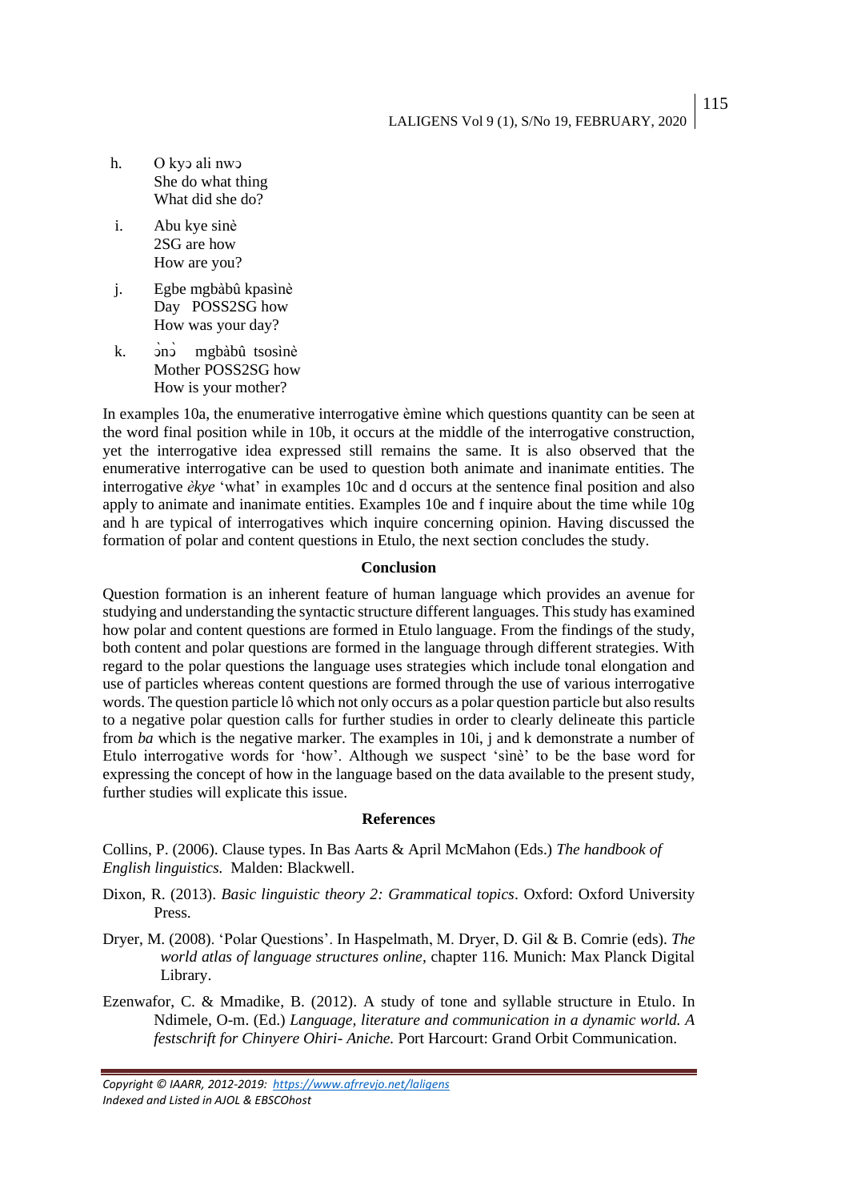h. O kyɔ ali nwɔ
   She do what thing
   What did she do?

i. Abu kye sinè
   2SG are how
   How are you?

j. Egbe mgbàbû kpasìnè
   Day POSS2SG how
   How was your day?

k. ɔ̀nɔ̀ mgbàbû tsosìnè
   Mother POSS2SG how
   How is your mother?

In examples 10a, the enumerative interrogative èmine which questions quantity can be seen at the word final position while in 10b, it occurs at the middle of the interrogative construction, yet the interrogative idea expressed still remains the same. It is also observed that the enumerative interrogative can be used to question both animate and inanimate entities. The interrogative *èkye* 'what' in examples 10c and d occurs at the sentence final position and also apply to animate and inanimate entities. Examples 10e and f inquire about the time while 10g and h are typical of interrogatives which inquire concerning opinion. Having discussed the formation of polar and content questions in Etulo, the next section concludes the study.

## Conclusion

Question formation is an inherent feature of human language which provides an avenue for studying and understanding the syntactic structure different languages. This study has examined how polar and content questions are formed in Etulo language. From the findings of the study, both content and polar questions are formed in the language through different strategies. With regard to the polar questions the language uses strategies which include tonal elongation and use of particles whereas content questions are formed through the use of various interrogative words. The question particle lô which not only occurs as a polar question particle but also results to a negative polar question calls for further studies in order to clearly delineate this particle from *ba* which is the negative marker. The examples in 10i, j and k demonstrate a number of Etulo interrogative words for 'how'. Although we suspect 'sìnè' to be the base word for expressing the concept of how in the language based on the data available to the present study, further studies will explicate this issue.

## References

Collins, P. (2006). Clause types. In Bas Aarts & April McMahon (Eds.) *The handbook of English linguistics.* Malden: Blackwell.

Dixon, R. (2013). *Basic linguistic theory 2: Grammatical topics*. Oxford: Oxford University Press.

Dryer, M. (2008). 'Polar Questions'. In Haspelmath, M. Dryer, D. Gil & B. Comrie (eds). *The world atlas of language structures online,* chapter 116*.* Munich: Max Planck Digital Library.

Ezenwafor, C. & Mmadike, B. (2012). A study of tone and syllable structure in Etulo. In Ndimele, O-m. (Ed.) *Language, literature and communication in a dynamic world. A festschrift for Chinyere Ohiri- Aniche.* Port Harcourt: Grand Orbit Communication.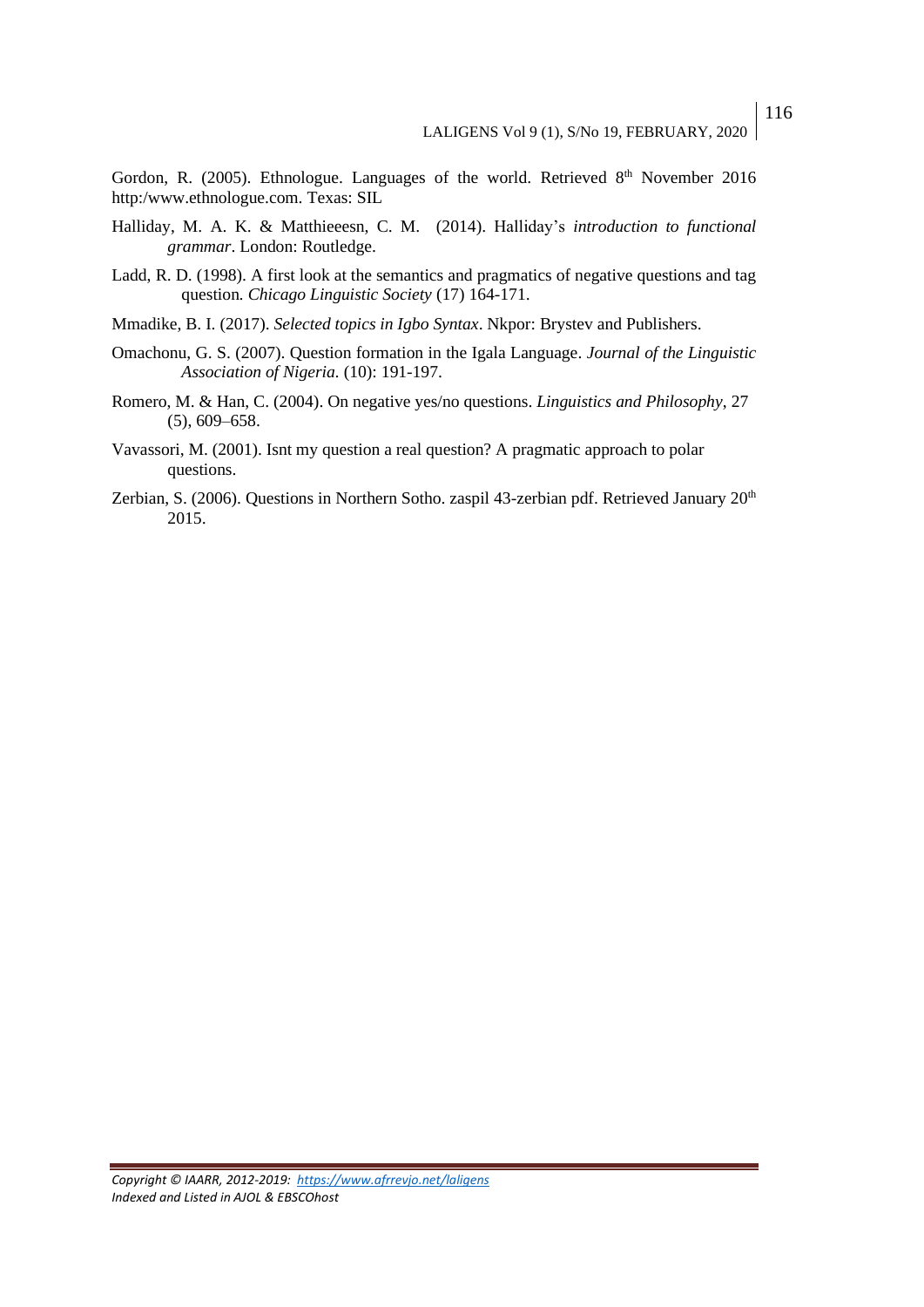Gordon, R. (2005). Ethnologue. Languages of the world. Retrieved 8th November 2016 http:/www.ethnologue.com. Texas: SIL

Halliday, M. A. K. & Matthieeesn, C. M. (2014). Halliday's *introduction to functional grammar*. London: Routledge.

Ladd, R. D. (1998). A first look at the semantics and pragmatics of negative questions and tag question. *Chicago Linguistic Society* (17) 164-171.

Mmadike, B. I. (2017). *Selected topics in Igbo Syntax*. Nkpor: Brystev and Publishers.

Omachonu, G. S. (2007). Question formation in the Igala Language. *Journal of the Linguistic Association of Nigeria.* (10): 191-197.

Romero, M. & Han, C. (2004). On negative yes/no questions. *Linguistics and Philosophy*, 27 (5), 609–658.

Vavassori, M. (2001). Isnt my question a real question? A pragmatic approach to polar questions.

Zerbian, S. (2006). Questions in Northern Sotho. zaspil 43-zerbian pdf. Retrieved January 20th 2015.